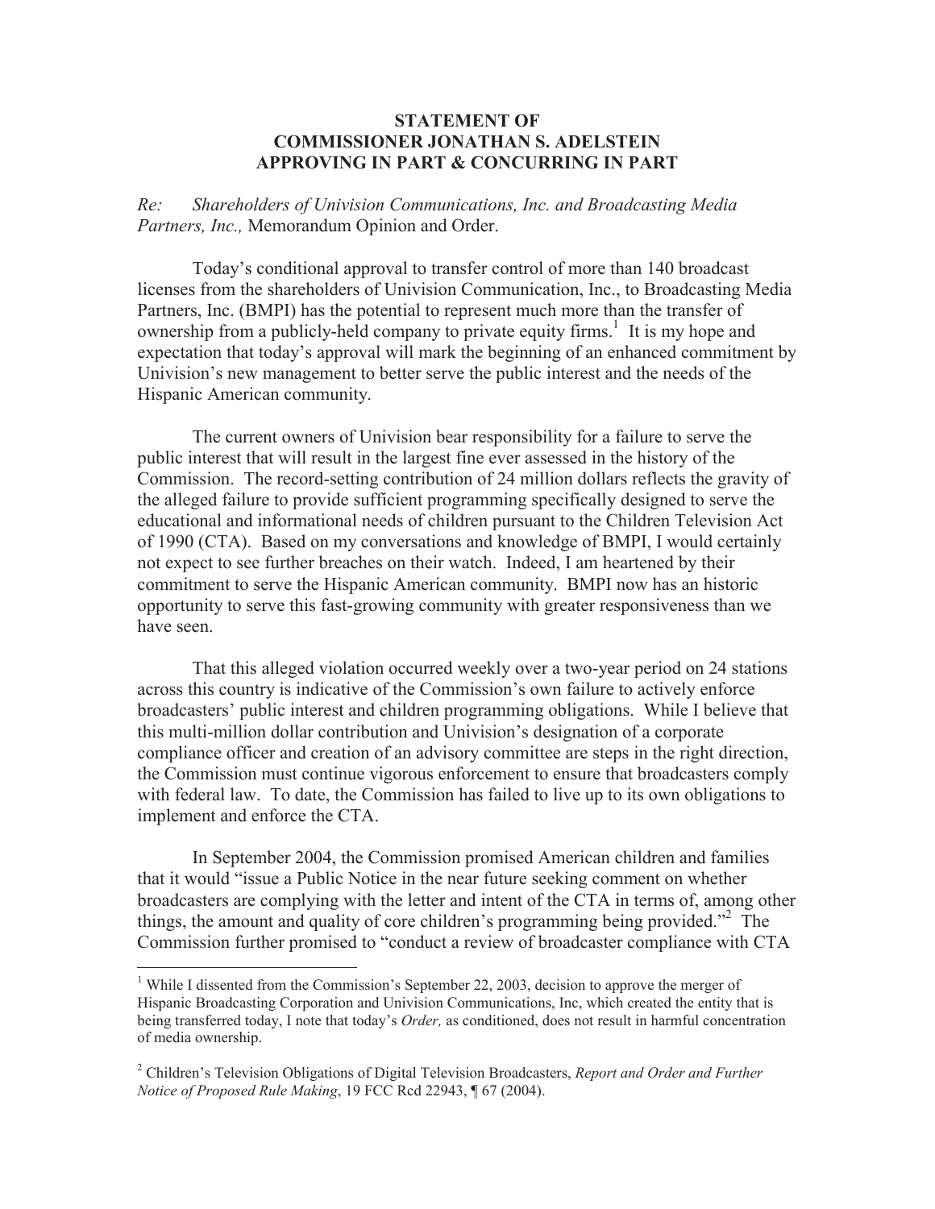**STATEMENT OF**
**COMMISSIONER JONATHAN S. ADELSTEIN**
**APPROVING IN PART & CONCURRING IN PART**

*Re: Shareholders of Univision Communications, Inc. and Broadcasting Media Partners, Inc.,* Memorandum Opinion and Order.

Today's conditional approval to transfer control of more than 140 broadcast licenses from the shareholders of Univision Communication, Inc., to Broadcasting Media Partners, Inc. (BMPI) has the potential to represent much more than the transfer of ownership from a publicly-held company to private equity firms.[1] It is my hope and expectation that today's approval will mark the beginning of an enhanced commitment by Univision's new management to better serve the public interest and the needs of the Hispanic American community.

The current owners of Univision bear responsibility for a failure to serve the public interest that will result in the largest fine ever assessed in the history of the Commission. The record-setting contribution of 24 million dollars reflects the gravity of the alleged failure to provide sufficient programming specifically designed to serve the educational and informational needs of children pursuant to the Children Television Act of 1990 (CTA). Based on my conversations and knowledge of BMPI, I would certainly not expect to see further breaches on their watch. Indeed, I am heartened by their commitment to serve the Hispanic American community. BMPI now has an historic opportunity to serve this fast-growing community with greater responsiveness than we have seen.

That this alleged violation occurred weekly over a two-year period on 24 stations across this country is indicative of the Commission's own failure to actively enforce broadcasters' public interest and children programming obligations. While I believe that this multi-million dollar contribution and Univision's designation of a corporate compliance officer and creation of an advisory committee are steps in the right direction, the Commission must continue vigorous enforcement to ensure that broadcasters comply with federal law. To date, the Commission has failed to live up to its own obligations to implement and enforce the CTA.

In September 2004, the Commission promised American children and families that it would "issue a Public Notice in the near future seeking comment on whether broadcasters are complying with the letter and intent of the CTA in terms of, among other things, the amount and quality of core children's programming being provided."[2] The Commission further promised to "conduct a review of broadcaster compliance with CTA

---

[1] While I dissented from the Commission's September 22, 2003, decision to approve the merger of Hispanic Broadcasting Corporation and Univision Communications, Inc, which created the entity that is being transferred today, I note that today's *Order,* as conditioned, does not result in harmful concentration of media ownership.

[2] Children's Television Obligations of Digital Television Broadcasters, *Report and Order and Further Notice of Proposed Rule Making*, 19 FCC Rcd 22943, ¶ 67 (2004).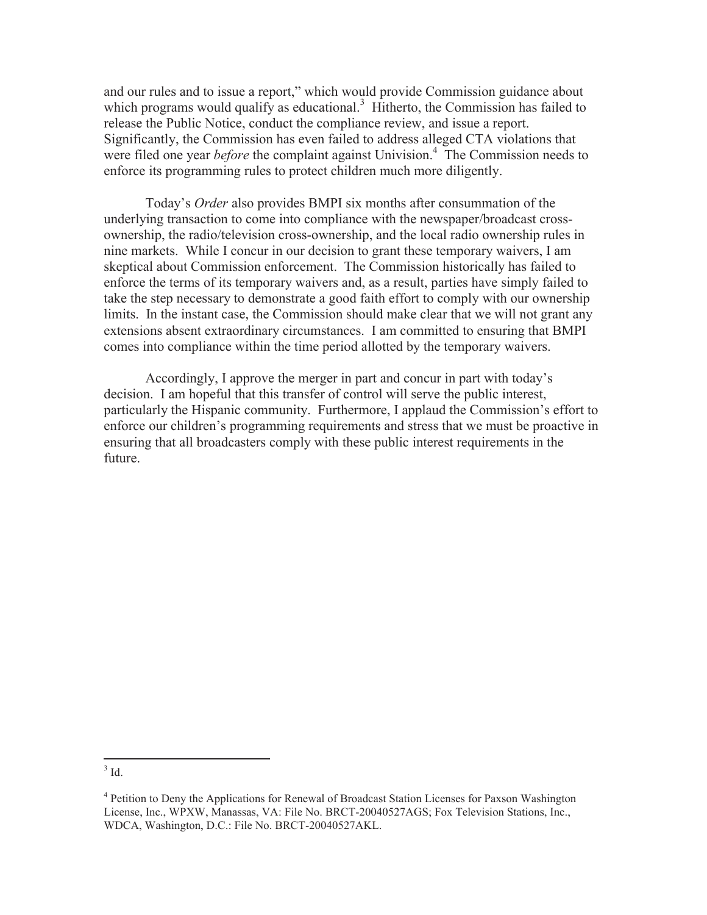and our rules and to issue a report," which would provide Commission guidance about which programs would qualify as educational.[3] Hitherto, the Commission has failed to release the Public Notice, conduct the compliance review, and issue a report. Significantly, the Commission has even failed to address alleged CTA violations that were filed one year *before* the complaint against Univision.[4] The Commission needs to enforce its programming rules to protect children much more diligently.

Today's *Order* also provides BMPI six months after consummation of the underlying transaction to come into compliance with the newspaper/broadcast cross-ownership, the radio/television cross-ownership, and the local radio ownership rules in nine markets. While I concur in our decision to grant these temporary waivers, I am skeptical about Commission enforcement. The Commission historically has failed to enforce the terms of its temporary waivers and, as a result, parties have simply failed to take the step necessary to demonstrate a good faith effort to comply with our ownership limits. In the instant case, the Commission should make clear that we will not grant any extensions absent extraordinary circumstances. I am committed to ensuring that BMPI comes into compliance within the time period allotted by the temporary waivers.

Accordingly, I approve the merger in part and concur in part with today's decision. I am hopeful that this transfer of control will serve the public interest, particularly the Hispanic community. Furthermore, I applaud the Commission's effort to enforce our children's programming requirements and stress that we must be proactive in ensuring that all broadcasters comply with these public interest requirements in the future.

---

[3] Id.

[4] Petition to Deny the Applications for Renewal of Broadcast Station Licenses for Paxson Washington License, Inc., WPXW, Manassas, VA: File No. BRCT-20040527AGS; Fox Television Stations, Inc., WDCA, Washington, D.C.: File No. BRCT-20040527AKL.